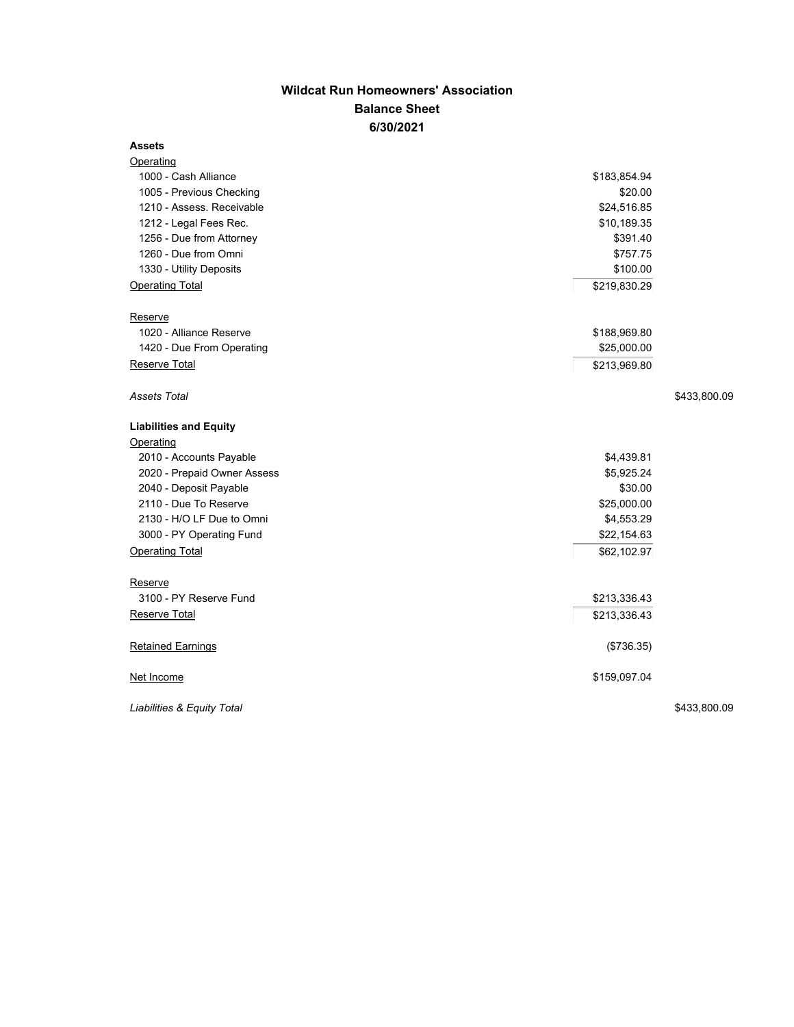# Wildcat Run Homeowners' Association
## Balance Sheet
### 6/30/2021

| | | |
|---|---|---|
| **Assets** | | |
| Operating | | |
| 1000 - Cash Alliance | $183,854.94 | |
| 1005 - Previous Checking | $20.00 | |
| 1210 - Assess. Receivable | $24,516.85 | |
| 1212 - Legal Fees Rec. | $10,189.35 | |
| 1256 - Due from Attorney | $391.40 | |
| 1260 - Due from Omni | $757.75 | |
| 1330 - Utility Deposits | $100.00 | |
| Operating Total | $219,830.29 | |
| Reserve | | |
| 1020 - Alliance Reserve | $188,969.80 | |
| 1420 - Due From Operating | $25,000.00 | |
| Reserve Total | $213,969.80 | |
| *Assets Total* | | $433,800.09 |
| **Liabilities and Equity** | | |
| Operating | | |
| 2010 - Accounts Payable | $4,439.81 | |
| 2020 - Prepaid Owner Assess | $5,925.24 | |
| 2040 - Deposit Payable | $30.00 | |
| 2110 - Due To Reserve | $25,000.00 | |
| 2130 - H/O LF Due to Omni | $4,553.29 | |
| 3000 - PY Operating Fund | $22,154.63 | |
| Operating Total | $62,102.97 | |
| Reserve | | |
| 3100 - PY Reserve Fund | $213,336.43 | |
| Reserve Total | $213,336.43 | |
| Retained Earnings | ($736.35) | |
| Net Income | $159,097.04 | |
| *Liabilities & Equity Total* | | $433,800.09 |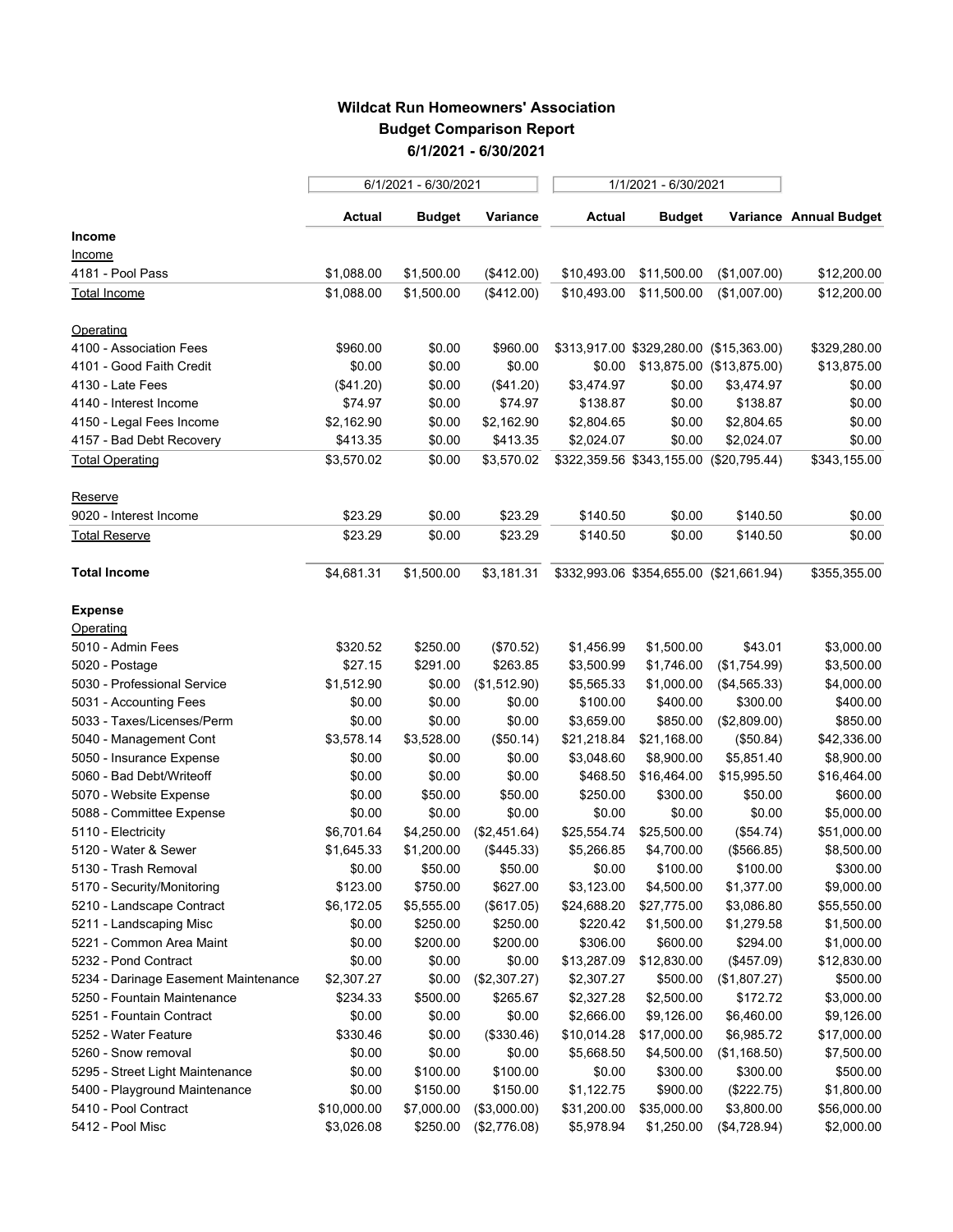# Wildcat Run Homeowners' Association
## Budget Comparison Report
### 6/1/2021 - 6/30/2021

| | 6/1/2021 - 6/30/2021 | | | 1/1/2021 - 6/30/2021 | | | |
|---|---|---|---|---|---|---|---|
| | **Actual** | **Budget** | **Variance** | **Actual** | **Budget** | **Variance** | **Annual Budget** |
| **Income** | | | | | | | |
| Income | | | | | | | |
| 4181 - Pool Pass | $1,088.00 | $1,500.00 | ($412.00) | $10,493.00 | $11,500.00 | ($1,007.00) | $12,200.00 |
| Total Income | $1,088.00 | $1,500.00 | ($412.00) | $10,493.00 | $11,500.00 | ($1,007.00) | $12,200.00 |
| Operating | | | | | | | |
| 4100 - Association Fees | $960.00 | $0.00 | $960.00 | $313,917.00 | $329,280.00 | ($15,363.00) | $329,280.00 |
| 4101 - Good Faith Credit | $0.00 | $0.00 | $0.00 | $0.00 | $13,875.00 | ($13,875.00) | $13,875.00 |
| 4130 - Late Fees | ($41.20) | $0.00 | ($41.20) | $3,474.97 | $0.00 | $3,474.97 | $0.00 |
| 4140 - Interest Income | $74.97 | $0.00 | $74.97 | $138.87 | $0.00 | $138.87 | $0.00 |
| 4150 - Legal Fees Income | $2,162.90 | $0.00 | $2,162.90 | $2,804.65 | $0.00 | $2,804.65 | $0.00 |
| 4157 - Bad Debt Recovery | $413.35 | $0.00 | $413.35 | $2,024.07 | $0.00 | $2,024.07 | $0.00 |
| Total Operating | $3,570.02 | $0.00 | $3,570.02 | $322,359.56 | $343,155.00 | ($20,795.44) | $343,155.00 |
| Reserve | | | | | | | |
| 9020 - Interest Income | $23.29 | $0.00 | $23.29 | $140.50 | $0.00 | $140.50 | $0.00 |
| Total Reserve | $23.29 | $0.00 | $23.29 | $140.50 | $0.00 | $140.50 | $0.00 |
| **Total Income** | $4,681.31 | $1,500.00 | $3,181.31 | $332,993.06 | $354,655.00 | ($21,661.94) | $355,355.00 |
| **Expense** | | | | | | | |
| Operating | | | | | | | |
| 5010 - Admin Fees | $320.52 | $250.00 | ($70.52) | $1,456.99 | $1,500.00 | $43.01 | $3,000.00 |
| 5020 - Postage | $27.15 | $291.00 | $263.85 | $3,500.99 | $1,746.00 | ($1,754.99) | $3,500.00 |
| 5030 - Professional Service | $1,512.90 | $0.00 | ($1,512.90) | $5,565.33 | $1,000.00 | ($4,565.33) | $4,000.00 |
| 5031 - Accounting Fees | $0.00 | $0.00 | $0.00 | $100.00 | $400.00 | $300.00 | $400.00 |
| 5033 - Taxes/Licenses/Perm | $0.00 | $0.00 | $0.00 | $3,659.00 | $850.00 | ($2,809.00) | $850.00 |
| 5040 - Management Cont | $3,578.14 | $3,528.00 | ($50.14) | $21,218.84 | $21,168.00 | ($50.84) | $42,336.00 |
| 5050 - Insurance Expense | $0.00 | $0.00 | $0.00 | $3,048.60 | $8,900.00 | $5,851.40 | $8,900.00 |
| 5060 - Bad Debt/Writeoff | $0.00 | $0.00 | $0.00 | $468.50 | $16,464.00 | $15,995.50 | $16,464.00 |
| 5070 - Website Expense | $0.00 | $50.00 | $50.00 | $250.00 | $300.00 | $50.00 | $600.00 |
| 5088 - Committee Expense | $0.00 | $0.00 | $0.00 | $0.00 | $0.00 | $0.00 | $5,000.00 |
| 5110 - Electricity | $6,701.64 | $4,250.00 | ($2,451.64) | $25,554.74 | $25,500.00 | ($54.74) | $51,000.00 |
| 5120 - Water & Sewer | $1,645.33 | $1,200.00 | ($445.33) | $5,266.85 | $4,700.00 | ($566.85) | $8,500.00 |
| 5130 - Trash Removal | $0.00 | $50.00 | $50.00 | $0.00 | $100.00 | $100.00 | $300.00 |
| 5170 - Security/Monitoring | $123.00 | $750.00 | $627.00 | $3,123.00 | $4,500.00 | $1,377.00 | $9,000.00 |
| 5210 - Landscape Contract | $6,172.05 | $5,555.00 | ($617.05) | $24,688.20 | $27,775.00 | $3,086.80 | $55,550.00 |
| 5211 - Landscaping Misc | $0.00 | $250.00 | $250.00 | $220.42 | $1,500.00 | $1,279.58 | $1,500.00 |
| 5221 - Common Area Maint | $0.00 | $200.00 | $200.00 | $306.00 | $600.00 | $294.00 | $1,000.00 |
| 5232 - Pond Contract | $0.00 | $0.00 | $0.00 | $13,287.09 | $12,830.00 | ($457.09) | $12,830.00 |
| 5234 - Darinage Easement Maintenance | $2,307.27 | $0.00 | ($2,307.27) | $2,307.27 | $500.00 | ($1,807.27) | $500.00 |
| 5250 - Fountain Maintenance | $234.33 | $500.00 | $265.67 | $2,327.28 | $2,500.00 | $172.72 | $3,000.00 |
| 5251 - Fountain Contract | $0.00 | $0.00 | $0.00 | $2,666.00 | $9,126.00 | $6,460.00 | $9,126.00 |
| 5252 - Water Feature | $330.46 | $0.00 | ($330.46) | $10,014.28 | $17,000.00 | $6,985.72 | $17,000.00 |
| 5260 - Snow removal | $0.00 | $0.00 | $0.00 | $5,668.50 | $4,500.00 | ($1,168.50) | $7,500.00 |
| 5295 - Street Light Maintenance | $0.00 | $100.00 | $100.00 | $0.00 | $300.00 | $300.00 | $500.00 |
| 5400 - Playground Maintenance | $0.00 | $150.00 | $150.00 | $1,122.75 | $900.00 | ($222.75) | $1,800.00 |
| 5410 - Pool Contract | $10,000.00 | $7,000.00 | ($3,000.00) | $31,200.00 | $35,000.00 | $3,800.00 | $56,000.00 |
| 5412 - Pool Misc | $3,026.08 | $250.00 | ($2,776.08) | $5,978.94 | $1,250.00 | ($4,728.94) | $2,000.00 |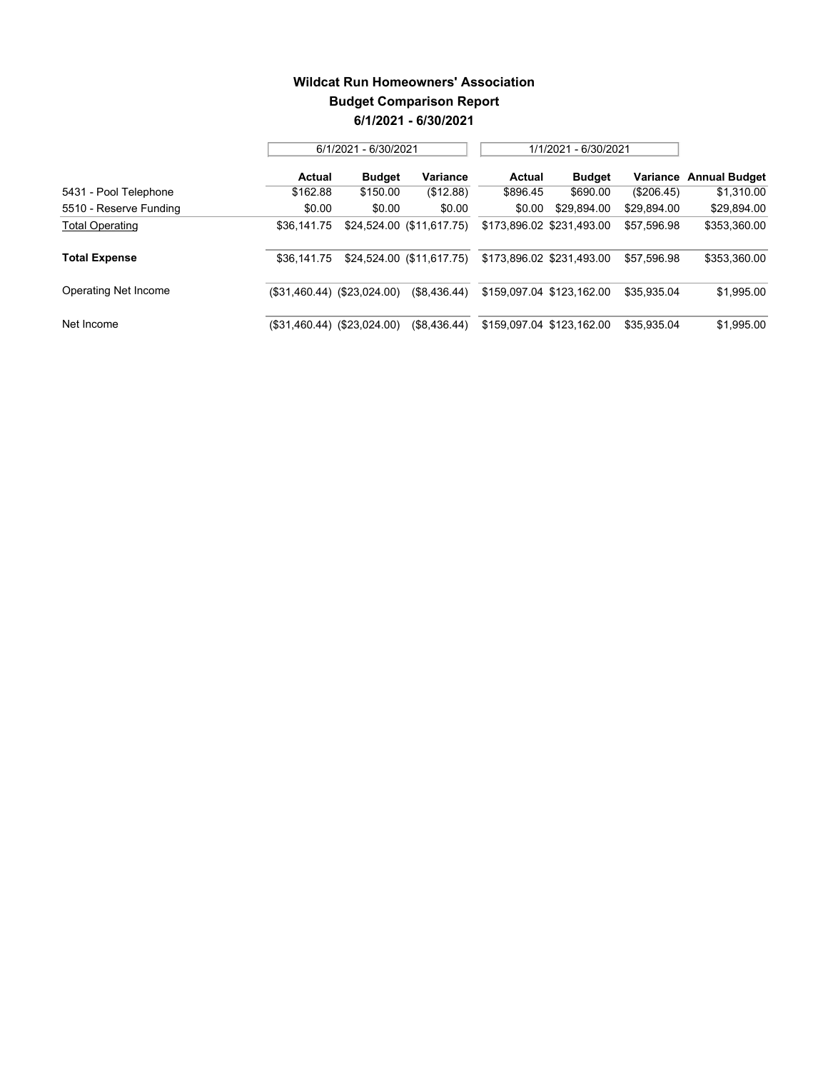**Wildcat Run Homeowners' Association**
**Budget Comparison Report**
**6/1/2021 - 6/30/2021**

| | 6/1/2021 - 6/30/2021 | | | 1/1/2021 - 6/30/2021 | | | |
|---|---|---|---|---|---|---|---|
| | **Actual** | **Budget** | **Variance** | **Actual** | **Budget** | **Variance** | **Annual Budget** |
| 5431 - Pool Telephone | $162.88 | $150.00 | ($12.88) | $896.45 | $690.00 | ($206.45) | $1,310.00 |
| 5510 - Reserve Funding | $0.00 | $0.00 | $0.00 | $0.00 | $29,894.00 | $29,894.00 | $29,894.00 |
| Total Operating | $36,141.75 | $24,524.00 | ($11,617.75) | $173,896.02 | $231,493.00 | $57,596.98 | $353,360.00 |
| **Total Expense** | $36,141.75 | $24,524.00 | ($11,617.75) | $173,896.02 | $231,493.00 | $57,596.98 | $353,360.00 |
| Operating Net Income | ($31,460.44) | ($23,024.00) | ($8,436.44) | $159,097.04 | $123,162.00 | $35,935.04 | $1,995.00 |
| Net Income | ($31,460.44) | ($23,024.00) | ($8,436.44) | $159,097.04 | $123,162.00 | $35,935.04 | $1,995.00 |